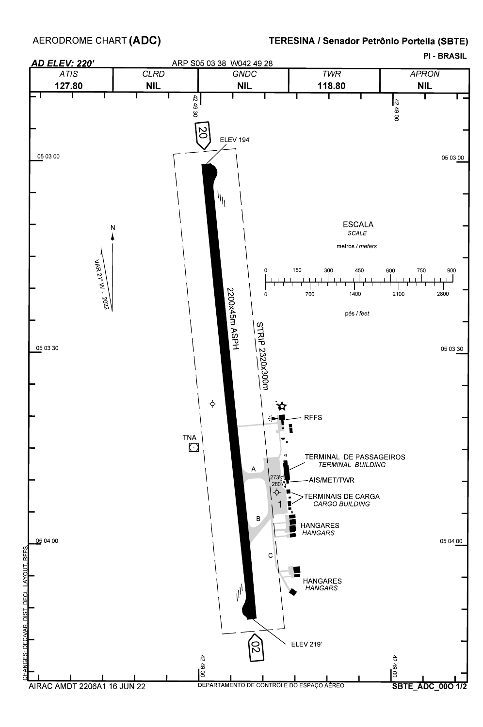AERODROME CHART **(ADC)**

**TERESINA / Senador Petrônio Portella (SBTE)**

**PI - BRASIL**

***AD ELEV: 220'***

ARP S05 03 38 W042 49 28

| *ATIS* | *CLRD* | *GNDC* | *TWR* | *APRON* |
|---|---|---|---|---|
| **127.80** | **NIL** | **NIL** | **118.80** | **NIL** |

42 49 30

42 49 00

20

ELEV 194'

05 03 00

N

VAR 21° W - 2022

2200x45m ASPH

STRIP 2320x300m

ESCALA
*SCALE*

metros / *meters*

0 150 300 450 600 750 900

0 700 1400 2100 2800

pés / *feet*

05 03 30

RFFS

TNA

TERMINAL DE PASSAGEIROS
*TERMINAL BUILDING*

A

273°
280°

AIS/MET/TWR

TERMINAIS DE CARGA
*CARGO BUILDING*

1

B

HANGARES
*HANGARS*

05 04 00

C

HANGARES
*HANGARS*

02

ELEV 219'

CHANGES: DEC/VAR, DIST. DECL, LAYOUT, RFFS.

AIRAC AMDT 2206A1 16 JUN 22

DEPARTAMENTO DE CONTROLE DO ESPAÇO AÉREO

**SBTE_ADC_00O 1/2**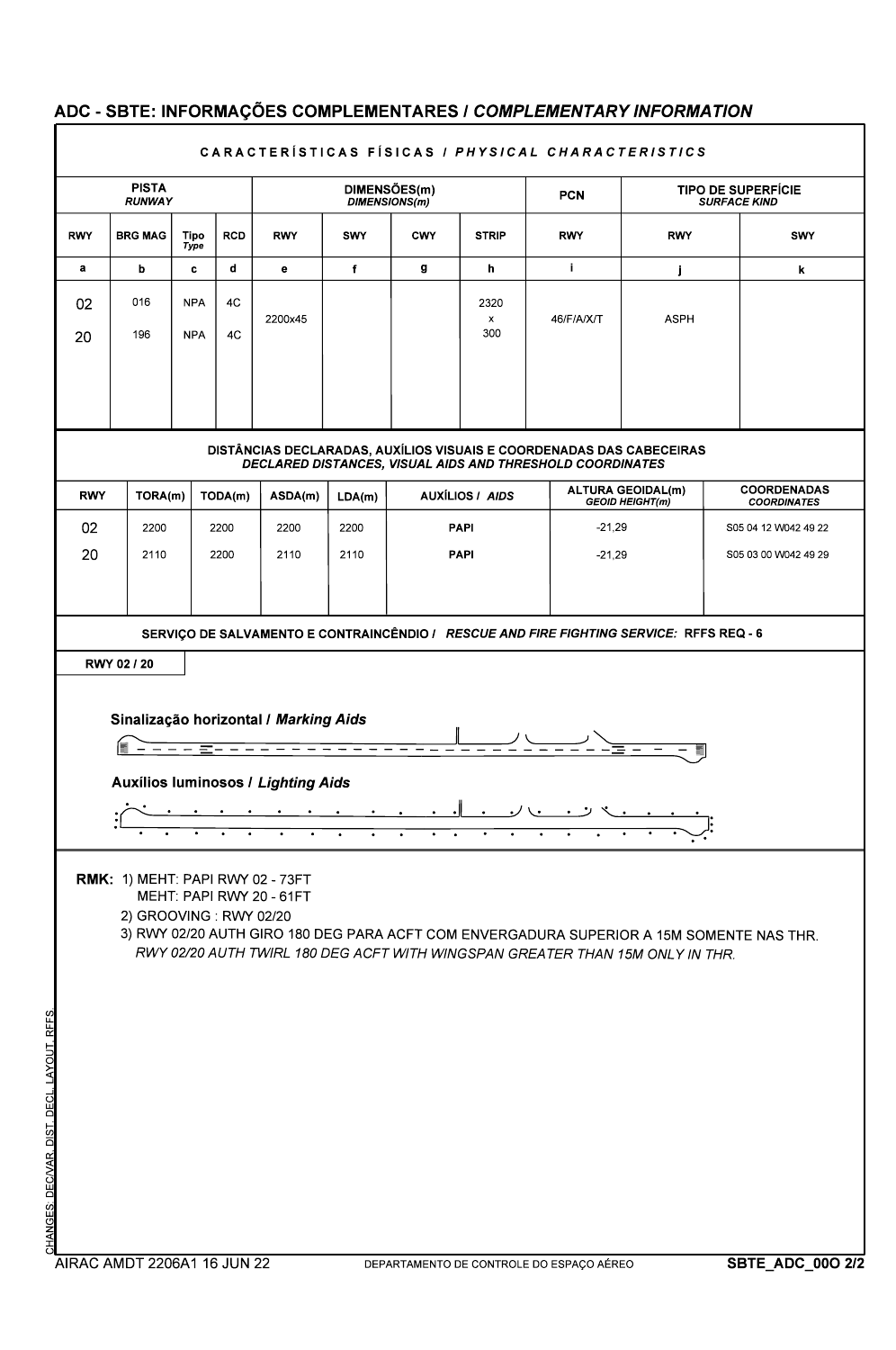## ADC - SBTE: INFORMAÇÕES COMPLEMENTARES / *COMPLEMENTARY INFORMATION*

### CARACTERÍSTICAS FÍSICAS / *PHYSICAL CHARACTERISTICS*

| PISTA *RUNWAY* | | | | DIMENSÕES(m) *DIMENSIONS(m)* | | | | PCN | TIPO DE SUPERFÍCIE *SURFACE KIND* | |
|---|---|---|---|---|---|---|---|---|---|---|
| RWY | BRG MAG | Tipo *Type* | RCD | RWY | SWY | CWY | STRIP | RWY | RWY | SWY |
| a | b | c | d | e | f | g | h | i | j | k |
| 02 | 016 | NPA | 4C | 2200x45 | | | 2320 x 300 | 46/F/A/X/T | ASPH | |
| 20 | 196 | NPA | 4C | | | | | | | |

### DISTÂNCIAS DECLARADAS, AUXÍLIOS VISUAIS E COORDENADAS DAS CABECEIRAS / *DECLARED DISTANCES, VISUAL AIDS AND THRESHOLD COORDINATES*

| RWY | TORA(m) | TODA(m) | ASDA(m) | LDA(m) | AUXÍLIOS / *AIDS* | ALTURA GEOIDAL(m) *GEOID HEIGHT(m)* | COORDENADAS *COORDINATES* |
|---|---|---|---|---|---|---|---|
| 02 | 2200 | 2200 | 2200 | 2200 | PAPI | -21,29 | S05 04 12 W042 49 22 |
| 20 | 2110 | 2200 | 2110 | 2110 | PAPI | -21,29 | S05 03 00 W042 49 29 |

**SERVIÇO DE SALVAMENTO E CONTRAINCÊNDIO / *RESCUE AND FIRE FIGHTING SERVICE:* RFFS REQ - 6**

**RWY 02 / 20**

**Sinalização horizontal / *Marking Aids***

**Auxílios luminosos / *Lighting Aids***

**RMK:**
1) MEHT: PAPI RWY 02 - 73FT
   MEHT: PAPI RWY 20 - 61FT
2) GROOVING : RWY 02/20
3) RWY 02/20 AUTH GIRO 180 DEG PARA ACFT COM ENVERGADURA SUPERIOR A 15M SOMENTE NAS THR.
   *RWY 02/20 AUTH TWIRL 180 DEG ACFT WITH WINGSPAN GREATER THAN 15M ONLY IN THR.*

CHANGES: DEC/VAR, DIST. DECL, LAYOUT, RFFS

AIRAC AMDT 2206A1 16 JUN 22 — DEPARTAMENTO DE CONTROLE DO ESPAÇO AÉREO — SBTE_ADC_00O 2/2